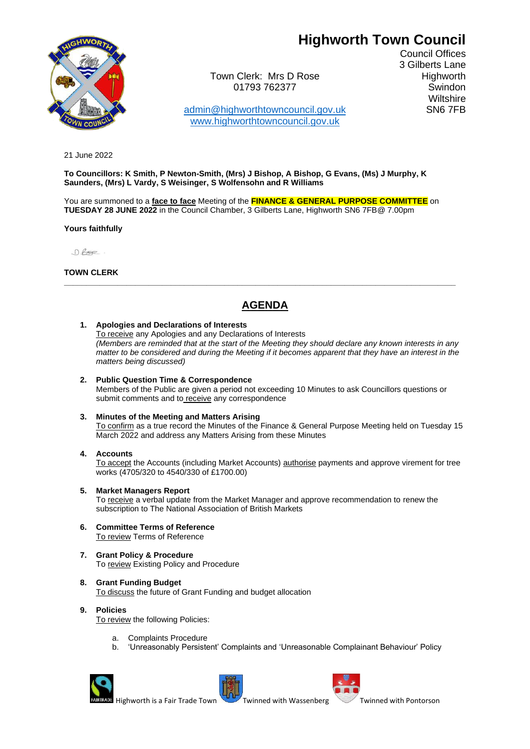# Highworth Town Council

Council Offices
3 Gilberts Lane
Highworth
Swindon
Wiltshire
SN6 7FB

Town Clerk: Mrs D Rose
01793 762377

admin@highworthtowncouncil.gov.uk
www.highworthtowncouncil.gov.uk

21 June 2022

**To Councillors: K Smith, P Newton-Smith, (Mrs) J Bishop, A Bishop, G Evans, (Ms) J Murphy, K Saunders, (Mrs) L Vardy, S Weisinger, S Wolfensohn and R Williams**

You are summoned to a **face to face** Meeting of the **FINANCE & GENERAL PURPOSE COMMITTEE** on **TUESDAY 28 JUNE 2022** in the Council Chamber, 3 Gilberts Lane, Highworth SN6 7FB@ 7.00pm

**Yours faithfully**

**TOWN CLERK**

---

## AGENDA

1. **Apologies and Declarations of Interests**
   To receive any Apologies and any Declarations of Interests
   *(Members are reminded that at the start of the Meeting they should declare any known interests in any matter to be considered and during the Meeting if it becomes apparent that they have an interest in the matters being discussed)*

2. **Public Question Time & Correspondence**
   Members of the Public are given a period not exceeding 10 Minutes to ask Councillors questions or submit comments and to receive any correspondence

3. **Minutes of the Meeting and Matters Arising**
   To confirm as a true record the Minutes of the Finance & General Purpose Meeting held on Tuesday 15 March 2022 and address any Matters Arising from these Minutes

4. **Accounts**
   To accept the Accounts (including Market Accounts) authorise payments and approve virement for tree works (4705/320 to 4540/330 of £1700.00)

5. **Market Managers Report**
   To receive a verbal update from the Market Manager and approve recommendation to renew the subscription to The National Association of British Markets

6. **Committee Terms of Reference**
   To review Terms of Reference

7. **Grant Policy & Procedure**
   To review Existing Policy and Procedure

8. **Grant Funding Budget**
   To discuss the future of Grant Funding and budget allocation

9. **Policies**
   To review the following Policies:

   a. Complaints Procedure
   b. 'Unreasonably Persistent' Complaints and 'Unreasonable Complainant Behaviour' Policy

Highworth is a Fair Trade Town — Twinned with Wassenberg — Twinned with Pontorson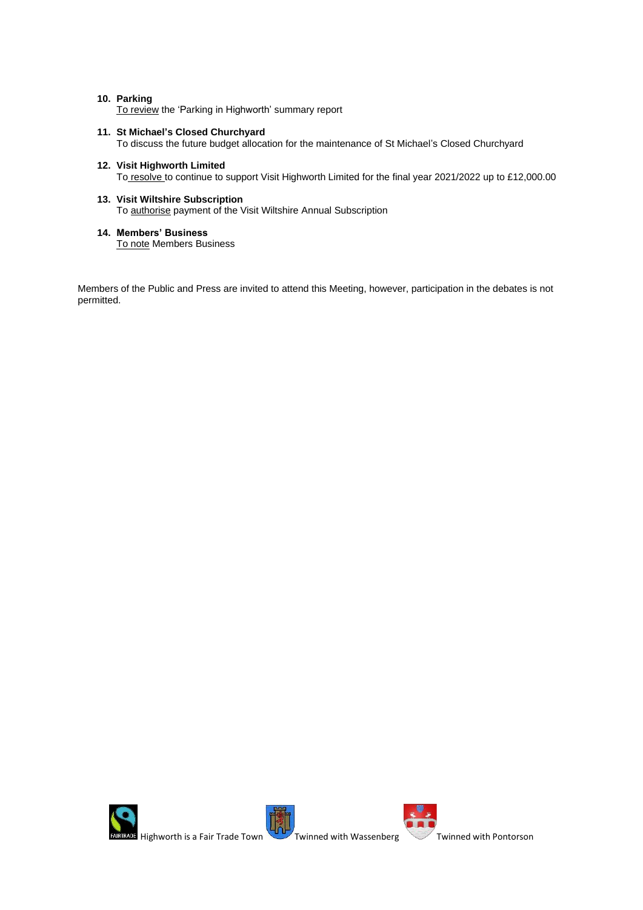10. **Parking**
    To review the 'Parking in Highworth' summary report

11. **St Michael's Closed Churchyard**
    To discuss the future budget allocation for the maintenance of St Michael's Closed Churchyard

12. **Visit Highworth Limited**
    To resolve to continue to support Visit Highworth Limited for the final year 2021/2022 up to £12,000.00

13. **Visit Wiltshire Subscription**
    To authorise payment of the Visit Wiltshire Annual Subscription

14. **Members' Business**
    To note Members Business

Members of the Public and Press are invited to attend this Meeting, however, participation in the debates is not permitted.

Highworth is a Fair Trade Town Twinned with Wassenberg Twinned with Pontorson